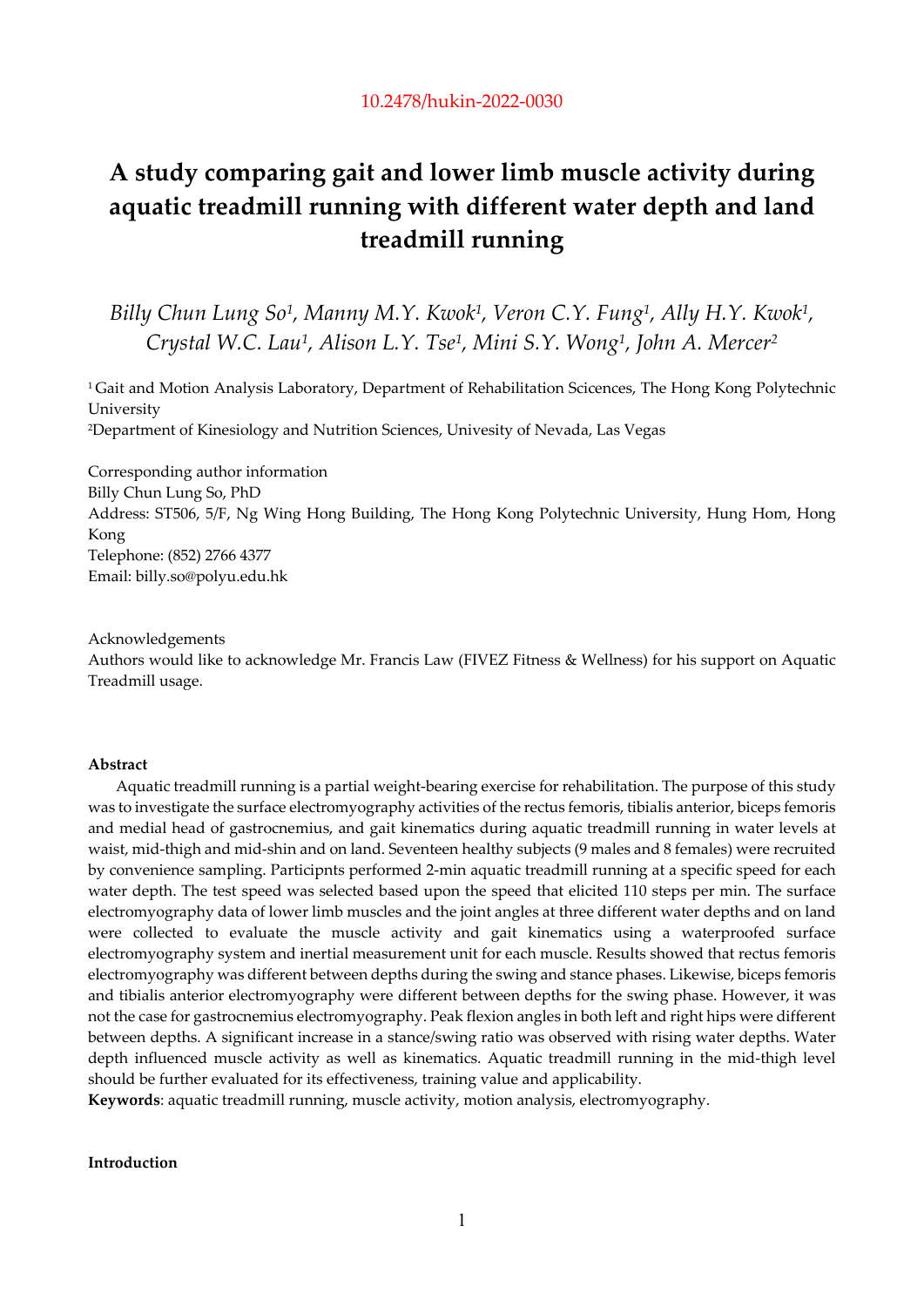10.2478/hukin-2022-0030

# A study comparing gait and lower limb muscle activity during aquatic treadmill running with different water depth and land treadmill running

*Billy Chun Lung So[1], Manny M.Y. Kwok[1], Veron C.Y. Fung[1], Ally H.Y. Kwok[1], Crystal W.C. Lau[1], Alison L.Y. Tse[1], Mini S.Y. Wong[1], John A. Mercer[2]*

[1] Gait and Motion Analysis Laboratory, Department of Rehabilitation Scicences, The Hong Kong Polytechnic University

[2]Department of Kinesiology and Nutrition Sciences, Univesity of Nevada, Las Vegas

Corresponding author information
Billy Chun Lung So, PhD
Address: ST506, 5/F, Ng Wing Hong Building, The Hong Kong Polytechnic University, Hung Hom, Hong Kong
Telephone: (852) 2766 4377
Email: billy.so@polyu.edu.hk

Acknowledgements
Authors would like to acknowledge Mr. Francis Law (FIVEZ Fitness & Wellness) for his support on Aquatic Treadmill usage.

**Abstract**

Aquatic treadmill running is a partial weight-bearing exercise for rehabilitation. The purpose of this study was to investigate the surface electromyography activities of the rectus femoris, tibialis anterior, biceps femoris and medial head of gastrocnemius, and gait kinematics during aquatic treadmill running in water levels at waist, mid-thigh and mid-shin and on land. Seventeen healthy subjects (9 males and 8 females) were recruited by convenience sampling. Participnts performed 2-min aquatic treadmill running at a specific speed for each water depth. The test speed was selected based upon the speed that elicited 110 steps per min. The surface electromyography data of lower limb muscles and the joint angles at three different water depths and on land were collected to evaluate the muscle activity and gait kinematics using a waterproofed surface electromyography system and inertial measurement unit for each muscle. Results showed that rectus femoris electromyography was different between depths during the swing and stance phases. Likewise, biceps femoris and tibialis anterior electromyography were different between depths for the swing phase. However, it was not the case for gastrocnemius electromyography. Peak flexion angles in both left and right hips were different between depths. A significant increase in a stance/swing ratio was observed with rising water depths. Water depth influenced muscle activity as well as kinematics. Aquatic treadmill running in the mid-thigh level should be further evaluated for its effectiveness, training value and applicability.

**Keywords**: aquatic treadmill running, muscle activity, motion analysis, electromyography.

**Introduction**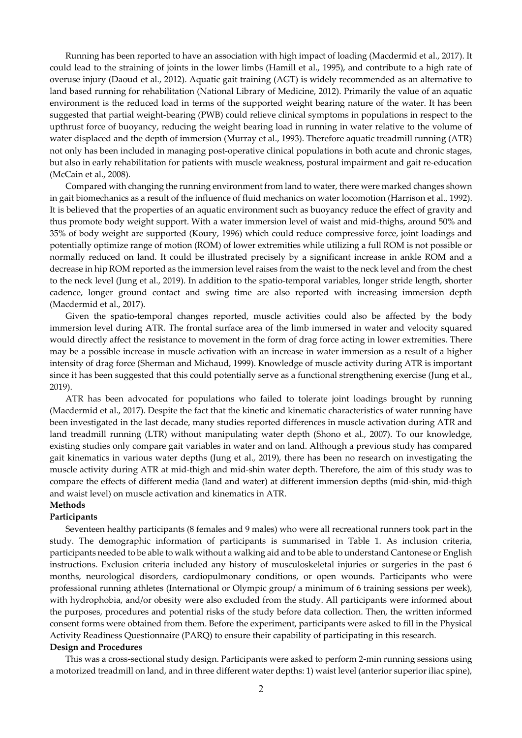Running has been reported to have an association with high impact of loading (Macdermid et al., 2017). It could lead to the straining of joints in the lower limbs (Hamill et al., 1995), and contribute to a high rate of overuse injury (Daoud et al., 2012). Aquatic gait training (AGT) is widely recommended as an alternative to land based running for rehabilitation (National Library of Medicine, 2012). Primarily the value of an aquatic environment is the reduced load in terms of the supported weight bearing nature of the water. It has been suggested that partial weight-bearing (PWB) could relieve clinical symptoms in populations in respect to the upthrust force of buoyancy, reducing the weight bearing load in running in water relative to the volume of water displaced and the depth of immersion (Murray et al., 1993). Therefore aquatic treadmill running (ATR) not only has been included in managing post-operative clinical populations in both acute and chronic stages, but also in early rehabilitation for patients with muscle weakness, postural impairment and gait re-education (McCain et al., 2008).

Compared with changing the running environment from land to water, there were marked changes shown in gait biomechanics as a result of the influence of fluid mechanics on water locomotion (Harrison et al., 1992). It is believed that the properties of an aquatic environment such as buoyancy reduce the effect of gravity and thus promote body weight support. With a water immersion level of waist and mid-thighs, around 50% and 35% of body weight are supported (Koury, 1996) which could reduce compressive force, joint loadings and potentially optimize range of motion (ROM) of lower extremities while utilizing a full ROM is not possible or normally reduced on land. It could be illustrated precisely by a significant increase in ankle ROM and a decrease in hip ROM reported as the immersion level raises from the waist to the neck level and from the chest to the neck level (Jung et al., 2019). In addition to the spatio-temporal variables, longer stride length, shorter cadence, longer ground contact and swing time are also reported with increasing immersion depth (Macdermid et al., 2017).

Given the spatio-temporal changes reported, muscle activities could also be affected by the body immersion level during ATR. The frontal surface area of the limb immersed in water and velocity squared would directly affect the resistance to movement in the form of drag force acting in lower extremities. There may be a possible increase in muscle activation with an increase in water immersion as a result of a higher intensity of drag force (Sherman and Michaud, 1999). Knowledge of muscle activity during ATR is important since it has been suggested that this could potentially serve as a functional strengthening exercise (Jung et al., 2019).

ATR has been advocated for populations who failed to tolerate joint loadings brought by running (Macdermid et al., 2017). Despite the fact that the kinetic and kinematic characteristics of water running have been investigated in the last decade, many studies reported differences in muscle activation during ATR and land treadmill running (LTR) without manipulating water depth (Shono et al., 2007). To our knowledge, existing studies only compare gait variables in water and on land. Although a previous study has compared gait kinematics in various water depths (Jung et al., 2019), there has been no research on investigating the muscle activity during ATR at mid-thigh and mid-shin water depth. Therefore, the aim of this study was to compare the effects of different media (land and water) at different immersion depths (mid-shin, mid-thigh and waist level) on muscle activation and kinematics in ATR.

## Methods

### Participants

Seventeen healthy participants (8 females and 9 males) who were all recreational runners took part in the study. The demographic information of participants is summarised in Table 1. As inclusion criteria, participants needed to be able to walk without a walking aid and to be able to understand Cantonese or English instructions. Exclusion criteria included any history of musculoskeletal injuries or surgeries in the past 6 months, neurological disorders, cardiopulmonary conditions, or open wounds. Participants who were professional running athletes (International or Olympic group/ a minimum of 6 training sessions per week), with hydrophobia, and/or obesity were also excluded from the study. All participants were informed about the purposes, procedures and potential risks of the study before data collection. Then, the written informed consent forms were obtained from them. Before the experiment, participants were asked to fill in the Physical Activity Readiness Questionnaire (PARQ) to ensure their capability of participating in this research.

### Design and Procedures

This was a cross-sectional study design. Participants were asked to perform 2-min running sessions using a motorized treadmill on land, and in three different water depths: 1) waist level (anterior superior iliac spine),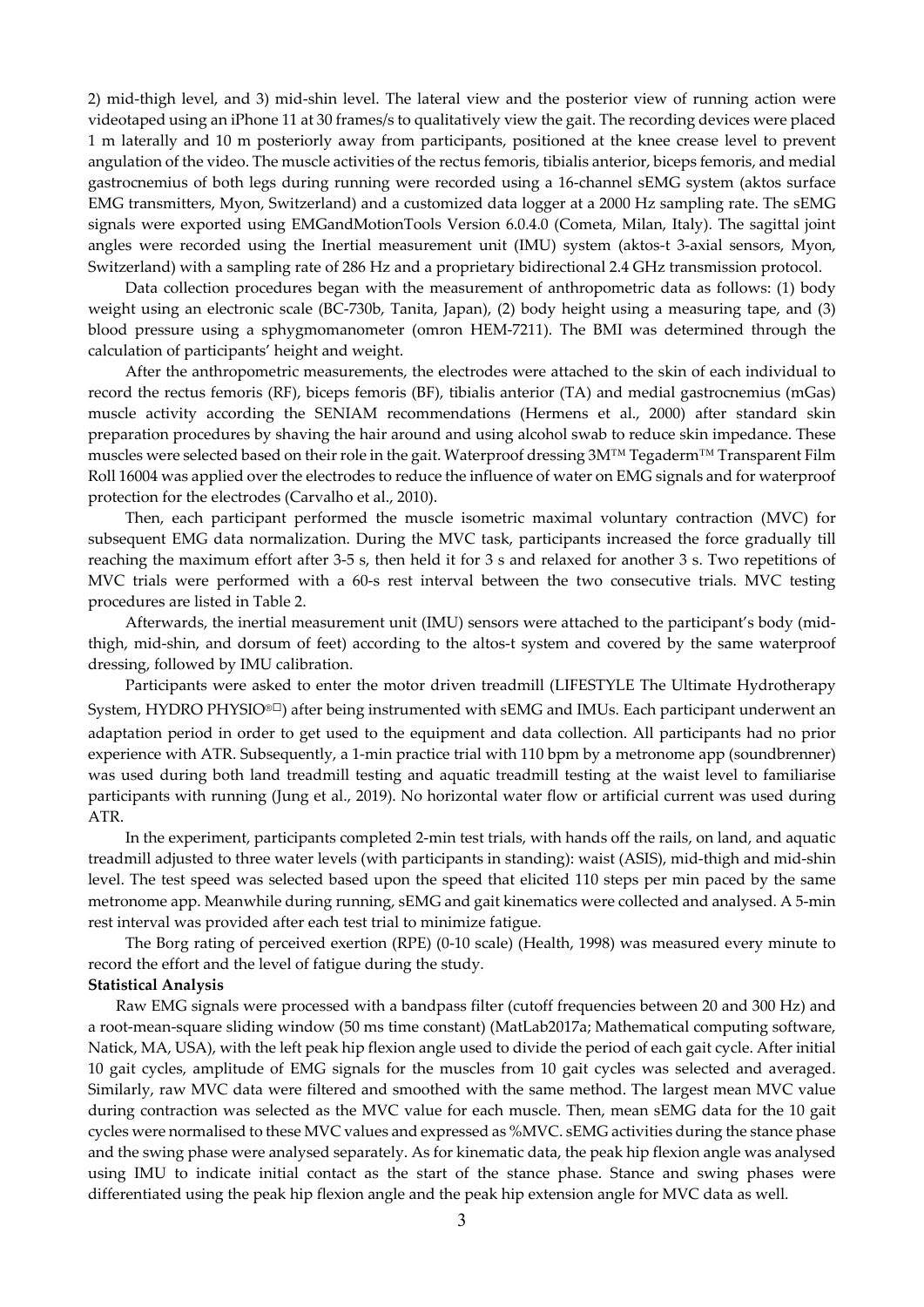2) mid-thigh level, and 3) mid-shin level. The lateral view and the posterior view of running action were videotaped using an iPhone 11 at 30 frames/s to qualitatively view the gait. The recording devices were placed 1 m laterally and 10 m posteriorly away from participants, positioned at the knee crease level to prevent angulation of the video. The muscle activities of the rectus femoris, tibialis anterior, biceps femoris, and medial gastrocnemius of both legs during running were recorded using a 16-channel sEMG system (aktos surface EMG transmitters, Myon, Switzerland) and a customized data logger at a 2000 Hz sampling rate. The sEMG signals were exported using EMGandMotionTools Version 6.0.4.0 (Cometa, Milan, Italy). The sagittal joint angles were recorded using the Inertial measurement unit (IMU) system (aktos-t 3-axial sensors, Myon, Switzerland) with a sampling rate of 286 Hz and a proprietary bidirectional 2.4 GHz transmission protocol.

Data collection procedures began with the measurement of anthropometric data as follows: (1) body weight using an electronic scale (BC-730b, Tanita, Japan), (2) body height using a measuring tape, and (3) blood pressure using a sphygmomanometer (omron HEM-7211). The BMI was determined through the calculation of participants' height and weight.

After the anthropometric measurements, the electrodes were attached to the skin of each individual to record the rectus femoris (RF), biceps femoris (BF), tibialis anterior (TA) and medial gastrocnemius (mGas) muscle activity according the SENIAM recommendations (Hermens et al., 2000) after standard skin preparation procedures by shaving the hair around and using alcohol swab to reduce skin impedance. These muscles were selected based on their role in the gait. Waterproof dressing 3M™ Tegaderm™ Transparent Film Roll 16004 was applied over the electrodes to reduce the influence of water on EMG signals and for waterproof protection for the electrodes (Carvalho et al., 2010).

Then, each participant performed the muscle isometric maximal voluntary contraction (MVC) for subsequent EMG data normalization. During the MVC task, participants increased the force gradually till reaching the maximum effort after 3-5 s, then held it for 3 s and relaxed for another 3 s. Two repetitions of MVC trials were performed with a 60-s rest interval between the two consecutive trials. MVC testing procedures are listed in Table 2.

Afterwards, the inertial measurement unit (IMU) sensors were attached to the participant's body (mid-thigh, mid-shin, and dorsum of feet) according to the altos-t system and covered by the same waterproof dressing, followed by IMU calibration.

Participants were asked to enter the motor driven treadmill (LIFESTYLE The Ultimate Hydrotherapy System, HYDRO PHYSIO®□) after being instrumented with sEMG and IMUs. Each participant underwent an adaptation period in order to get used to the equipment and data collection. All participants had no prior experience with ATR. Subsequently, a 1-min practice trial with 110 bpm by a metronome app (soundbrenner) was used during both land treadmill testing and aquatic treadmill testing at the waist level to familiarise participants with running (Jung et al., 2019). No horizontal water flow or artificial current was used during ATR.

In the experiment, participants completed 2-min test trials, with hands off the rails, on land, and aquatic treadmill adjusted to three water levels (with participants in standing): waist (ASIS), mid-thigh and mid-shin level. The test speed was selected based upon the speed that elicited 110 steps per min paced by the same metronome app. Meanwhile during running, sEMG and gait kinematics were collected and analysed. A 5-min rest interval was provided after each test trial to minimize fatigue.

The Borg rating of perceived exertion (RPE) (0-10 scale) (Health, 1998) was measured every minute to record the effort and the level of fatigue during the study.

**Statistical Analysis**

Raw EMG signals were processed with a bandpass filter (cutoff frequencies between 20 and 300 Hz) and a root-mean-square sliding window (50 ms time constant) (MatLab2017a; Mathematical computing software, Natick, MA, USA), with the left peak hip flexion angle used to divide the period of each gait cycle. After initial 10 gait cycles, amplitude of EMG signals for the muscles from 10 gait cycles was selected and averaged. Similarly, raw MVC data were filtered and smoothed with the same method. The largest mean MVC value during contraction was selected as the MVC value for each muscle. Then, mean sEMG data for the 10 gait cycles were normalised to these MVC values and expressed as %MVC. sEMG activities during the stance phase and the swing phase were analysed separately. As for kinematic data, the peak hip flexion angle was analysed using IMU to indicate initial contact as the start of the stance phase. Stance and swing phases were differentiated using the peak hip flexion angle and the peak hip extension angle for MVC data as well.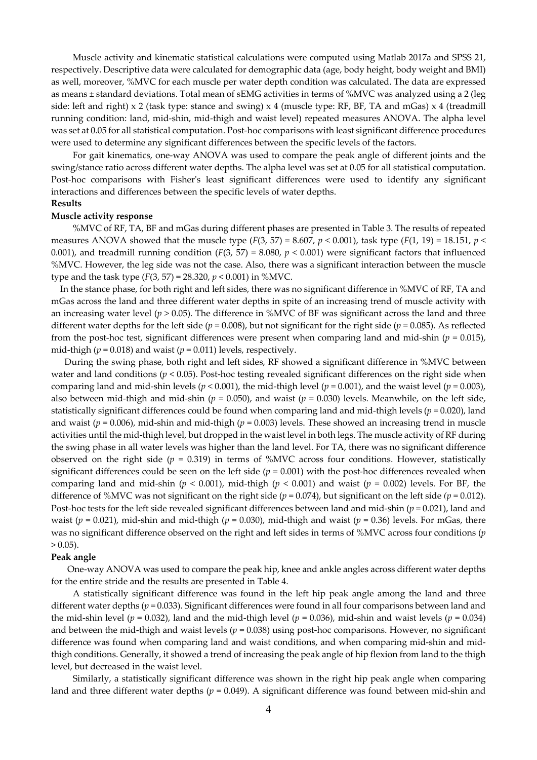Muscle activity and kinematic statistical calculations were computed using Matlab 2017a and SPSS 21, respectively. Descriptive data were calculated for demographic data (age, body height, body weight and BMI) as well, moreover, %MVC for each muscle per water depth condition was calculated. The data are expressed as means ± standard deviations. Total mean of sEMG activities in terms of %MVC was analyzed using a 2 (leg side: left and right) x 2 (task type: stance and swing) x 4 (muscle type: RF, BF, TA and mGas) x 4 (treadmill running condition: land, mid-shin, mid-thigh and waist level) repeated measures ANOVA. The alpha level was set at 0.05 for all statistical computation. Post-hoc comparisons with least significant difference procedures were used to determine any significant differences between the specific levels of the factors.

For gait kinematics, one-way ANOVA was used to compare the peak angle of different joints and the swing/stance ratio across different water depths. The alpha level was set at 0.05 for all statistical computation. Post-hoc comparisons with Fisher's least significant differences were used to identify any significant interactions and differences between the specific levels of water depths.

**Results**

**Muscle activity response**

%MVC of RF, TA, BF and mGas during different phases are presented in Table 3. The results of repeated measures ANOVA showed that the muscle type ($F(3, 57) = 8.607$, $p < 0.001$), task type ($F(1, 19) = 18.151$, $p < 0.001$), and treadmill running condition ($F(3, 57) = 8.080$, $p < 0.001$) were significant factors that influenced %MVC. However, the leg side was not the case. Also, there was a significant interaction between the muscle type and the task type ($F(3, 57) = 28.320$, $p < 0.001$) in %MVC.

In the stance phase, for both right and left sides, there was no significant difference in %MVC of RF, TA and mGas across the land and three different water depths in spite of an increasing trend of muscle activity with an increasing water level ($p > 0.05$). The difference in %MVC of BF was significant across the land and three different water depths for the left side ($p = 0.008$), but not significant for the right side ($p = 0.085$). As reflected from the post-hoc test, significant differences were present when comparing land and mid-shin ($p = 0.015$), mid-thigh ($p = 0.018$) and waist ($p = 0.011$) levels, respectively.

During the swing phase, both right and left sides, RF showed a significant difference in %MVC between water and land conditions ($p < 0.05$). Post-hoc testing revealed significant differences on the right side when comparing land and mid-shin levels ($p < 0.001$), the mid-thigh level ($p = 0.001$), and the waist level ($p = 0.003$), also between mid-thigh and mid-shin ($p = 0.050$), and waist ($p = 0.030$) levels. Meanwhile, on the left side, statistically significant differences could be found when comparing land and mid-thigh levels ($p = 0.020$), land and waist ($p = 0.006$), mid-shin and mid-thigh ($p = 0.003$) levels. These showed an increasing trend in muscle activities until the mid-thigh level, but dropped in the waist level in both legs. The muscle activity of RF during the swing phase in all water levels was higher than the land level. For TA, there was no significant difference observed on the right side ($p = 0.319$) in terms of %MVC across four conditions. However, statistically significant differences could be seen on the left side ($p = 0.001$) with the post-hoc differences revealed when comparing land and mid-shin ($p < 0.001$), mid-thigh ($p < 0.001$) and waist ($p = 0.002$) levels. For BF, the difference of %MVC was not significant on the right side ($p = 0.074$), but significant on the left side ($p = 0.012$). Post-hoc tests for the left side revealed significant differences between land and mid-shin ($p = 0.021$), land and waist ($p = 0.021$), mid-shin and mid-thigh ($p = 0.030$), mid-thigh and waist ($p = 0.36$) levels. For mGas, there was no significant difference observed on the right and left sides in terms of %MVC across four conditions ($p > 0.05$).

**Peak angle**

One-way ANOVA was used to compare the peak hip, knee and ankle angles across different water depths for the entire stride and the results are presented in Table 4.

A statistically significant difference was found in the left hip peak angle among the land and three different water depths ($p = 0.033$). Significant differences were found in all four comparisons between land and the mid-shin level ($p = 0.032$), land and the mid-thigh level ($p = 0.036$), mid-shin and waist levels ($p = 0.034$) and between the mid-thigh and waist levels ($p = 0.038$) using post-hoc comparisons. However, no significant difference was found when comparing land and waist conditions, and when comparing mid-shin and mid-thigh conditions. Generally, it showed a trend of increasing the peak angle of hip flexion from land to the thigh level, but decreased in the waist level.

Similarly, a statistically significant difference was shown in the right hip peak angle when comparing land and three different water depths ($p = 0.049$). A significant difference was found between mid-shin and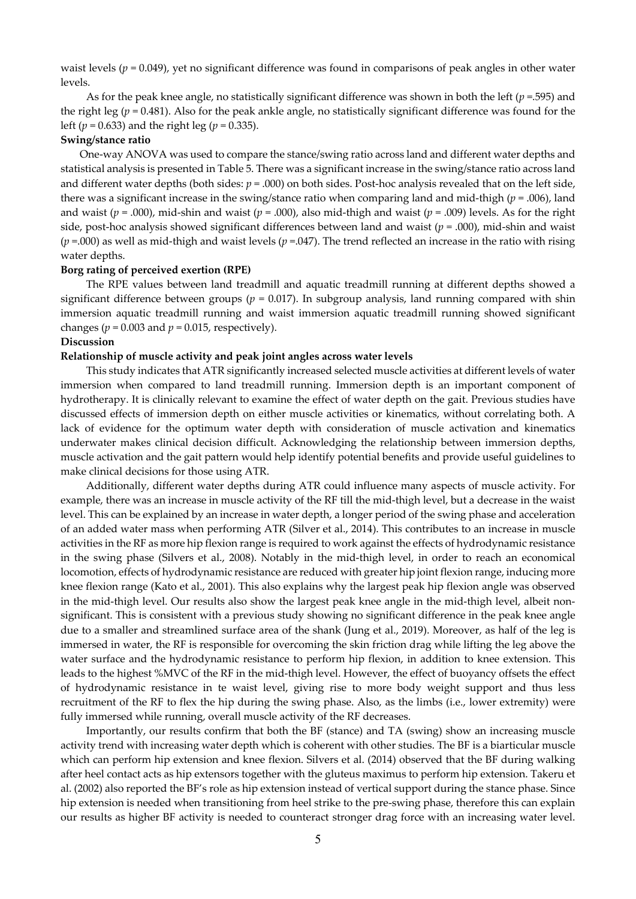waist levels ($p$ = 0.049), yet no significant difference was found in comparisons of peak angles in other water levels.

As for the peak knee angle, no statistically significant difference was shown in both the left ($p$ =.595) and the right leg ($p$ = 0.481). Also for the peak ankle angle, no statistically significant difference was found for the left ($p$ = 0.633) and the right leg ($p$ = 0.335).

**Swing/stance ratio**

One-way ANOVA was used to compare the stance/swing ratio across land and different water depths and statistical analysis is presented in Table 5. There was a significant increase in the swing/stance ratio across land and different water depths (both sides: $p$ = .000) on both sides. Post-hoc analysis revealed that on the left side, there was a significant increase in the swing/stance ratio when comparing land and mid-thigh ($p$ = .006), land and waist ($p$ = .000), mid-shin and waist ($p$ = .000), also mid-thigh and waist ($p$ = .009) levels. As for the right side, post-hoc analysis showed significant differences between land and waist ($p$ = .000), mid-shin and waist ($p$ =.000) as well as mid-thigh and waist levels ($p$ =.047). The trend reflected an increase in the ratio with rising water depths.

**Borg rating of perceived exertion (RPE)**

The RPE values between land treadmill and aquatic treadmill running at different depths showed a significant difference between groups ($p$ = 0.017). In subgroup analysis, land running compared with shin immersion aquatic treadmill running and waist immersion aquatic treadmill running showed significant changes ($p$ = 0.003 and $p$ = 0.015, respectively).

**Discussion**

**Relationship of muscle activity and peak joint angles across water levels**

This study indicates that ATR significantly increased selected muscle activities at different levels of water immersion when compared to land treadmill running. Immersion depth is an important component of hydrotherapy. It is clinically relevant to examine the effect of water depth on the gait. Previous studies have discussed effects of immersion depth on either muscle activities or kinematics, without correlating both. A lack of evidence for the optimum water depth with consideration of muscle activation and kinematics underwater makes clinical decision difficult. Acknowledging the relationship between immersion depths, muscle activation and the gait pattern would help identify potential benefits and provide useful guidelines to make clinical decisions for those using ATR.

Additionally, different water depths during ATR could influence many aspects of muscle activity. For example, there was an increase in muscle activity of the RF till the mid-thigh level, but a decrease in the waist level. This can be explained by an increase in water depth, a longer period of the swing phase and acceleration of an added water mass when performing ATR (Silver et al., 2014). This contributes to an increase in muscle activities in the RF as more hip flexion range is required to work against the effects of hydrodynamic resistance in the swing phase (Silvers et al., 2008). Notably in the mid-thigh level, in order to reach an economical locomotion, effects of hydrodynamic resistance are reduced with greater hip joint flexion range, inducing more knee flexion range (Kato et al., 2001). This also explains why the largest peak hip flexion angle was observed in the mid-thigh level. Our results also show the largest peak knee angle in the mid-thigh level, albeit non-significant. This is consistent with a previous study showing no significant difference in the peak knee angle due to a smaller and streamlined surface area of the shank (Jung et al., 2019). Moreover, as half of the leg is immersed in water, the RF is responsible for overcoming the skin friction drag while lifting the leg above the water surface and the hydrodynamic resistance to perform hip flexion, in addition to knee extension. This leads to the highest %MVC of the RF in the mid-thigh level. However, the effect of buoyancy offsets the effect of hydrodynamic resistance in te waist level, giving rise to more body weight support and thus less recruitment of the RF to flex the hip during the swing phase. Also, as the limbs (i.e., lower extremity) were fully immersed while running, overall muscle activity of the RF decreases.

Importantly, our results confirm that both the BF (stance) and TA (swing) show an increasing muscle activity trend with increasing water depth which is coherent with other studies. The BF is a biarticular muscle which can perform hip extension and knee flexion. Silvers et al. (2014) observed that the BF during walking after heel contact acts as hip extensors together with the gluteus maximus to perform hip extension. Takeru et al. (2002) also reported the BF's role as hip extension instead of vertical support during the stance phase. Since hip extension is needed when transitioning from heel strike to the pre-swing phase, therefore this can explain our results as higher BF activity is needed to counteract stronger drag force with an increasing water level.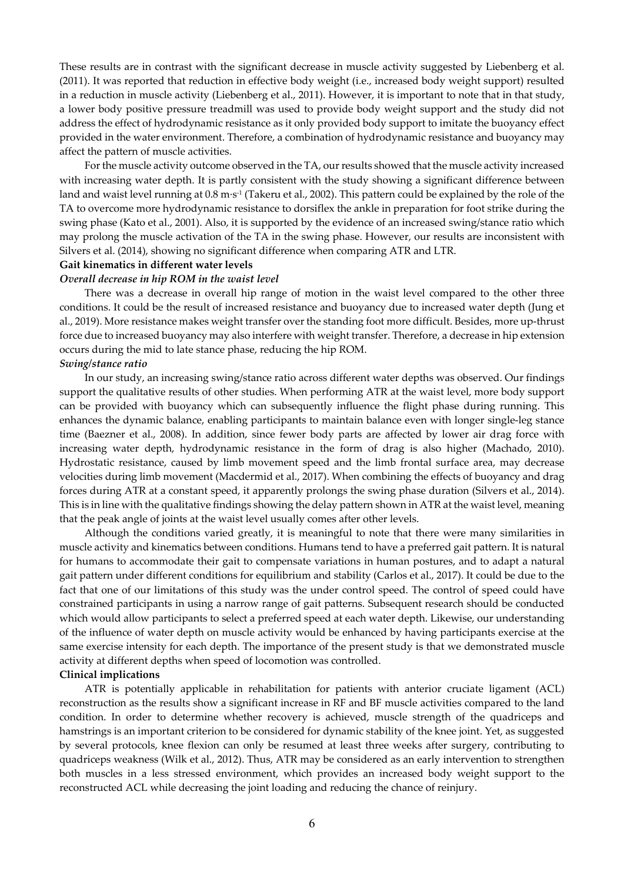These results are in contrast with the significant decrease in muscle activity suggested by Liebenberg et al. (2011). It was reported that reduction in effective body weight (i.e., increased body weight support) resulted in a reduction in muscle activity (Liebenberg et al., 2011). However, it is important to note that in that study, a lower body positive pressure treadmill was used to provide body weight support and the study did not address the effect of hydrodynamic resistance as it only provided body support to imitate the buoyancy effect provided in the water environment. Therefore, a combination of hydrodynamic resistance and buoyancy may affect the pattern of muscle activities.

For the muscle activity outcome observed in the TA, our results showed that the muscle activity increased with increasing water depth. It is partly consistent with the study showing a significant difference between land and waist level running at 0.8 $m \cdot s^{-1}$ (Takeru et al., 2002). This pattern could be explained by the role of the TA to overcome more hydrodynamic resistance to dorsiflex the ankle in preparation for foot strike during the swing phase (Kato et al., 2001). Also, it is supported by the evidence of an increased swing/stance ratio which may prolong the muscle activation of the TA in the swing phase. However, our results are inconsistent with Silvers et al. (2014), showing no significant difference when comparing ATR and LTR.

**Gait kinematics in different water levels**

***Overall decrease in hip ROM in the waist level***

There was a decrease in overall hip range of motion in the waist level compared to the other three conditions. It could be the result of increased resistance and buoyancy due to increased water depth (Jung et al., 2019). More resistance makes weight transfer over the standing foot more difficult. Besides, more up-thrust force due to increased buoyancy may also interfere with weight transfer. Therefore, a decrease in hip extension occurs during the mid to late stance phase, reducing the hip ROM.

***Swing/stance ratio***

In our study, an increasing swing/stance ratio across different water depths was observed. Our findings support the qualitative results of other studies. When performing ATR at the waist level, more body support can be provided with buoyancy which can subsequently influence the flight phase during running. This enhances the dynamic balance, enabling participants to maintain balance even with longer single-leg stance time (Baezner et al., 2008). In addition, since fewer body parts are affected by lower air drag force with increasing water depth, hydrodynamic resistance in the form of drag is also higher (Machado, 2010). Hydrostatic resistance, caused by limb movement speed and the limb frontal surface area, may decrease velocities during limb movement (Macdermid et al., 2017). When combining the effects of buoyancy and drag forces during ATR at a constant speed, it apparently prolongs the swing phase duration (Silvers et al., 2014). This is in line with the qualitative findings showing the delay pattern shown in ATR at the waist level, meaning that the peak angle of joints at the waist level usually comes after other levels.

Although the conditions varied greatly, it is meaningful to note that there were many similarities in muscle activity and kinematics between conditions. Humans tend to have a preferred gait pattern. It is natural for humans to accommodate their gait to compensate variations in human postures, and to adapt a natural gait pattern under different conditions for equilibrium and stability (Carlos et al., 2017). It could be due to the fact that one of our limitations of this study was the under control speed. The control of speed could have constrained participants in using a narrow range of gait patterns. Subsequent research should be conducted which would allow participants to select a preferred speed at each water depth. Likewise, our understanding of the influence of water depth on muscle activity would be enhanced by having participants exercise at the same exercise intensity for each depth. The importance of the present study is that we demonstrated muscle activity at different depths when speed of locomotion was controlled.

**Clinical implications**

ATR is potentially applicable in rehabilitation for patients with anterior cruciate ligament (ACL) reconstruction as the results show a significant increase in RF and BF muscle activities compared to the land condition. In order to determine whether recovery is achieved, muscle strength of the quadriceps and hamstrings is an important criterion to be considered for dynamic stability of the knee joint. Yet, as suggested by several protocols, knee flexion can only be resumed at least three weeks after surgery, contributing to quadriceps weakness (Wilk et al., 2012). Thus, ATR may be considered as an early intervention to strengthen both muscles in a less stressed environment, which provides an increased body weight support to the reconstructed ACL while decreasing the joint loading and reducing the chance of reinjury.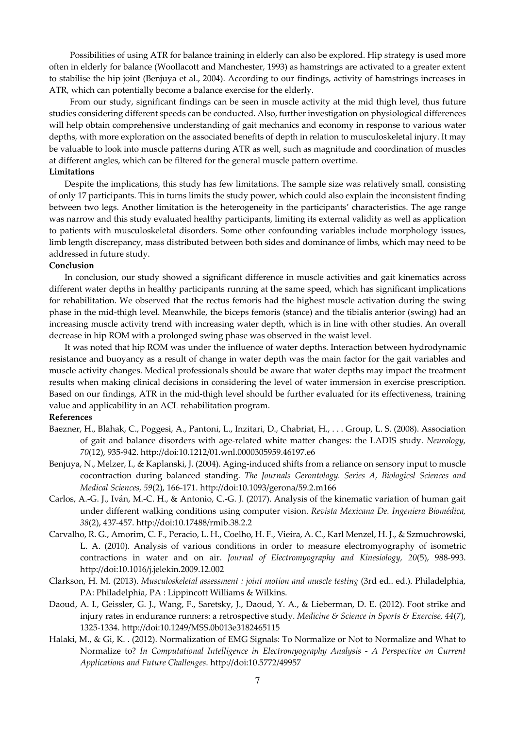Possibilities of using ATR for balance training in elderly can also be explored. Hip strategy is used more often in elderly for balance (Woollacott and Manchester, 1993) as hamstrings are activated to a greater extent to stabilise the hip joint (Benjuya et al., 2004). According to our findings, activity of hamstrings increases in ATR, which can potentially become a balance exercise for the elderly.

From our study, significant findings can be seen in muscle activity at the mid thigh level, thus future studies considering different speeds can be conducted. Also, further investigation on physiological differences will help obtain comprehensive understanding of gait mechanics and economy in response to various water depths, with more exploration on the associated benefits of depth in relation to musculoskeletal injury. It may be valuable to look into muscle patterns during ATR as well, such as magnitude and coordination of muscles at different angles, which can be filtered for the general muscle pattern overtime.

**Limitations**

Despite the implications, this study has few limitations. The sample size was relatively small, consisting of only 17 participants. This in turns limits the study power, which could also explain the inconsistent finding between two legs. Another limitation is the heterogeneity in the participants' characteristics. The age range was narrow and this study evaluated healthy participants, limiting its external validity as well as application to patients with musculoskeletal disorders. Some other confounding variables include morphology issues, limb length discrepancy, mass distributed between both sides and dominance of limbs, which may need to be addressed in future study.

**Conclusion**

In conclusion, our study showed a significant difference in muscle activities and gait kinematics across different water depths in healthy participants running at the same speed, which has significant implications for rehabilitation. We observed that the rectus femoris had the highest muscle activation during the swing phase in the mid-thigh level. Meanwhile, the biceps femoris (stance) and the tibialis anterior (swing) had an increasing muscle activity trend with increasing water depth, which is in line with other studies. An overall decrease in hip ROM with a prolonged swing phase was observed in the waist level.

It was noted that hip ROM was under the influence of water depths. Interaction between hydrodynamic resistance and buoyancy as a result of change in water depth was the main factor for the gait variables and muscle activity changes. Medical professionals should be aware that water depths may impact the treatment results when making clinical decisions in considering the level of water immersion in exercise prescription. Based on our findings, ATR in the mid-thigh level should be further evaluated for its effectiveness, training value and applicability in an ACL rehabilitation program.

**References**

Baezner, H., Blahak, C., Poggesi, A., Pantoni, L., Inzitari, D., Chabriat, H., . . . Group, L. S. (2008). Association of gait and balance disorders with age-related white matter changes: the LADIS study. *Neurology, 70*(12), 935-942. http://doi:10.1212/01.wnl.0000305959.46197.e6

Benjuya, N., Melzer, I., & Kaplanski, J. (2004). Aging-induced shifts from a reliance on sensory input to muscle cocontraction during balanced standing. *The Journals Gerontology. Series A, Biologicsl Sciences and Medical Sciences, 59*(2), 166-171. http://doi:10.1093/gerona/59.2.m166

Carlos, A.-G. J., Iván, M.-C. H., & Antonio, C.-G. J. (2017). Analysis of the kinematic variation of human gait under different walking conditions using computer vision. *Revista Mexicana De. Ingeniera Biomédica, 38*(2), 437-457. http://doi:10.17488/rmib.38.2.2

Carvalho, R. G., Amorim, C. F., Peracio, L. H., Coelho, H. F., Vieira, A. C., Karl Menzel, H. J., & Szmuchrowski, L. A. (2010). Analysis of various conditions in order to measure electromyography of isometric contractions in water and on air. *Journal of Electromyography and Kinesiology, 20*(5), 988-993. http://doi:10.1016/j.jelekin.2009.12.002

Clarkson, H. M. (2013). *Musculoskeletal assessment : joint motion and muscle testing* (3rd ed.. ed.). Philadelphia, PA: Philadelphia, PA : Lippincott Williams & Wilkins.

Daoud, A. I., Geissler, G. J., Wang, F., Saretsky, J., Daoud, Y. A., & Lieberman, D. E. (2012). Foot strike and injury rates in endurance runners: a retrospective study. *Medicine & Science in Sports & Exercise, 44*(7), 1325-1334. http://doi:10.1249/MSS.0b013e3182465115

Halaki, M., & Gi, K. . (2012). Normalization of EMG Signals: To Normalize or Not to Normalize and What to Normalize to? *In Computational Intelligence in Electromyography Analysis - A Perspective on Current Applications and Future Challenges*. http://doi:10.5772/49957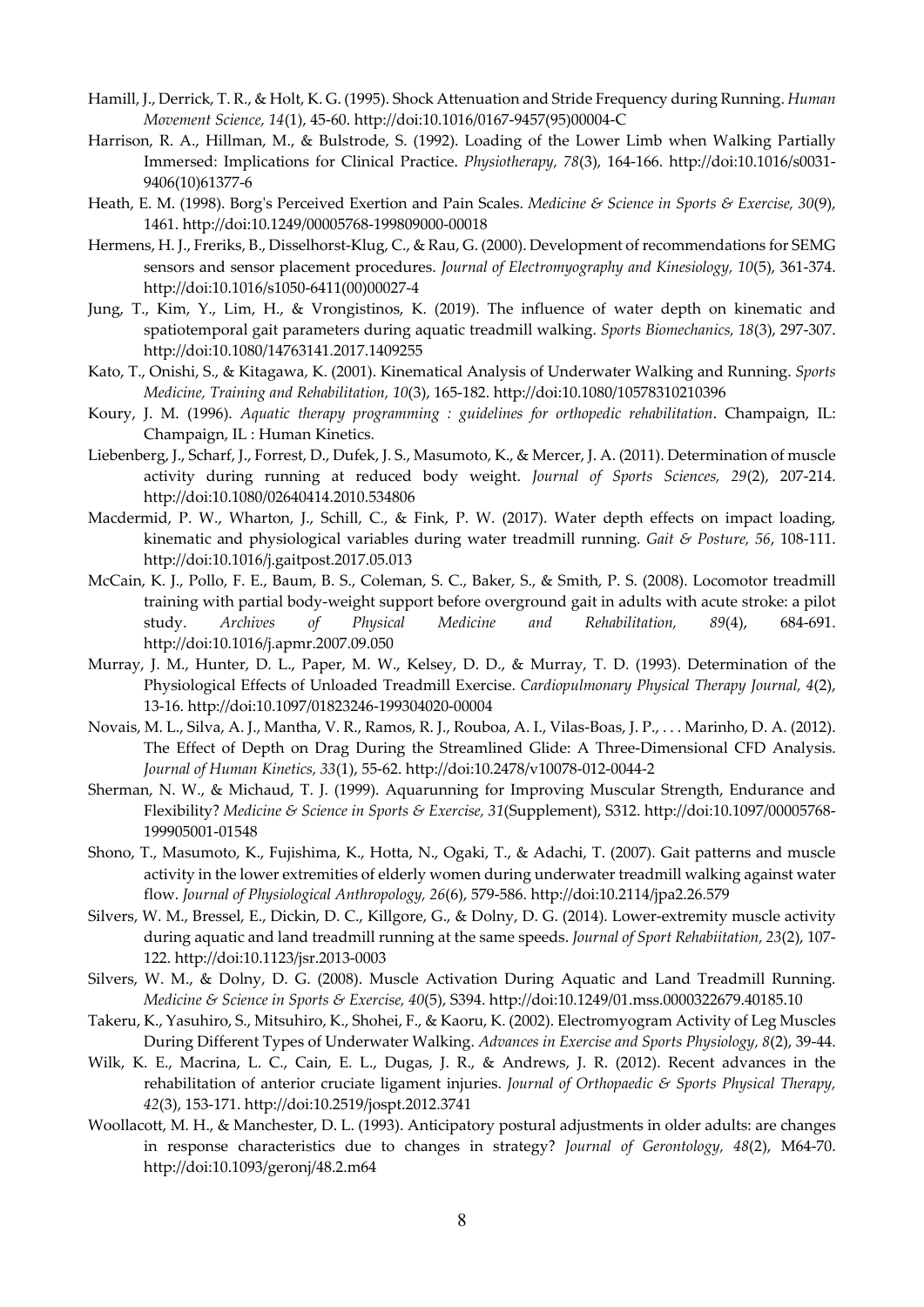Hamill, J., Derrick, T. R., & Holt, K. G. (1995). Shock Attenuation and Stride Frequency during Running. *Human Movement Science, 14*(1), 45-60. http://doi:10.1016/0167-9457(95)00004-C

Harrison, R. A., Hillman, M., & Bulstrode, S. (1992). Loading of the Lower Limb when Walking Partially Immersed: Implications for Clinical Practice. *Physiotherapy, 78*(3), 164-166. http://doi:10.1016/s0031-9406(10)61377-6

Heath, E. M. (1998). Borg's Perceived Exertion and Pain Scales. *Medicine & Science in Sports & Exercise, 30*(9), 1461. http://doi:10.1249/00005768-199809000-00018

Hermens, H. J., Freriks, B., Disselhorst-Klug, C., & Rau, G. (2000). Development of recommendations for SEMG sensors and sensor placement procedures. *Journal of Electromyography and Kinesiology, 10*(5), 361-374. http://doi:10.1016/s1050-6411(00)00027-4

Jung, T., Kim, Y., Lim, H., & Vrongistinos, K. (2019). The influence of water depth on kinematic and spatiotemporal gait parameters during aquatic treadmill walking. *Sports Biomechanics, 18*(3), 297-307. http://doi:10.1080/14763141.2017.1409255

Kato, T., Onishi, S., & Kitagawa, K. (2001). Kinematical Analysis of Underwater Walking and Running. *Sports Medicine, Training and Rehabilitation, 10*(3), 165-182. http://doi:10.1080/10578310210396

Koury, J. M. (1996). *Aquatic therapy programming : guidelines for orthopedic rehabilitation*. Champaign, IL: Champaign, IL : Human Kinetics.

Liebenberg, J., Scharf, J., Forrest, D., Dufek, J. S., Masumoto, K., & Mercer, J. A. (2011). Determination of muscle activity during running at reduced body weight. *Journal of Sports Sciences, 29*(2), 207-214. http://doi:10.1080/02640414.2010.534806

Macdermid, P. W., Wharton, J., Schill, C., & Fink, P. W. (2017). Water depth effects on impact loading, kinematic and physiological variables during water treadmill running. *Gait & Posture, 56*, 108-111. http://doi:10.1016/j.gaitpost.2017.05.013

McCain, K. J., Pollo, F. E., Baum, B. S., Coleman, S. C., Baker, S., & Smith, P. S. (2008). Locomotor treadmill training with partial body-weight support before overground gait in adults with acute stroke: a pilot study. *Archives of Physical Medicine and Rehabilitation, 89*(4), 684-691. http://doi:10.1016/j.apmr.2007.09.050

Murray, J. M., Hunter, D. L., Paper, M. W., Kelsey, D. D., & Murray, T. D. (1993). Determination of the Physiological Effects of Unloaded Treadmill Exercise. *Cardiopulmonary Physical Therapy Journal, 4*(2), 13-16. http://doi:10.1097/01823246-199304020-00004

Novais, M. L., Silva, A. J., Mantha, V. R., Ramos, R. J., Rouboa, A. I., Vilas-Boas, J. P., . . . Marinho, D. A. (2012). The Effect of Depth on Drag During the Streamlined Glide: A Three-Dimensional CFD Analysis. *Journal of Human Kinetics, 33*(1), 55-62. http://doi:10.2478/v10078-012-0044-2

Sherman, N. W., & Michaud, T. J. (1999). Aquarunning for Improving Muscular Strength, Endurance and Flexibility? *Medicine & Science in Sports & Exercise, 31*(Supplement), S312. http://doi:10.1097/00005768-199905001-01548

Shono, T., Masumoto, K., Fujishima, K., Hotta, N., Ogaki, T., & Adachi, T. (2007). Gait patterns and muscle activity in the lower extremities of elderly women during underwater treadmill walking against water flow. *Journal of Physiological Anthropology, 26*(6), 579-586. http://doi:10.2114/jpa2.26.579

Silvers, W. M., Bressel, E., Dickin, D. C., Killgore, G., & Dolny, D. G. (2014). Lower-extremity muscle activity during aquatic and land treadmill running at the same speeds. *Journal of Sport Rehabiitation, 23*(2), 107-122. http://doi:10.1123/jsr.2013-0003

Silvers, W. M., & Dolny, D. G. (2008). Muscle Activation During Aquatic and Land Treadmill Running. *Medicine & Science in Sports & Exercise, 40*(5), S394. http://doi:10.1249/01.mss.0000322679.40185.10

Takeru, K., Yasuhiro, S., Mitsuhiro, K., Shohei, F., & Kaoru, K. (2002). Electromyogram Activity of Leg Muscles During Different Types of Underwater Walking. *Advances in Exercise and Sports Physiology, 8*(2), 39-44.

Wilk, K. E., Macrina, L. C., Cain, E. L., Dugas, J. R., & Andrews, J. R. (2012). Recent advances in the rehabilitation of anterior cruciate ligament injuries. *Journal of Orthopaedic & Sports Physical Therapy, 42*(3), 153-171. http://doi:10.2519/jospt.2012.3741

Woollacott, M. H., & Manchester, D. L. (1993). Anticipatory postural adjustments in older adults: are changes in response characteristics due to changes in strategy? *Journal of Gerontology, 48*(2), M64-70. http://doi:10.1093/geronj/48.2.m64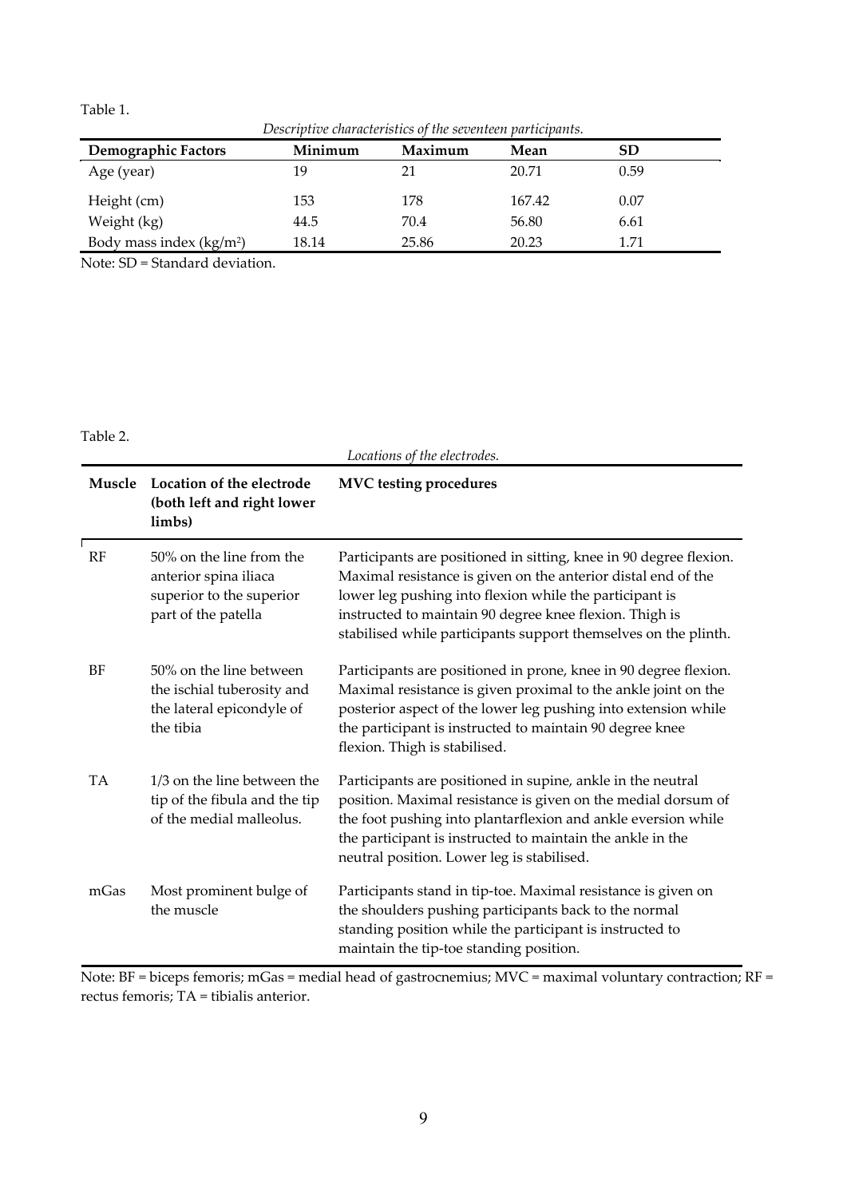Table 1.

*Descriptive characteristics of the seventeen participants.*

| Demographic Factors | Minimum | Maximum | Mean | SD |
|---|---|---|---|---|
| Age (year) | 19 | 21 | 20.71 | 0.59 |
| Height (cm) | 153 | 178 | 167.42 | 0.07 |
| Weight (kg) | 44.5 | 70.4 | 56.80 | 6.61 |
| Body mass index (kg/m$^2$) | 18.14 | 25.86 | 20.23 | 1.71 |

Note: SD = Standard deviation.

Table 2.

*Locations of the electrodes.*

| Muscle | Location of the electrode (both left and right lower limbs) | MVC testing procedures |
|---|---|---|
| RF | 50% on the line from the anterior spina iliaca superior to the superior part of the patella | Participants are positioned in sitting, knee in 90 degree flexion. Maximal resistance is given on the anterior distal end of the lower leg pushing into flexion while the participant is instructed to maintain 90 degree knee flexion. Thigh is stabilised while participants support themselves on the plinth. |
| BF | 50% on the line between the ischial tuberosity and the lateral epicondyle of the tibia | Participants are positioned in prone, knee in 90 degree flexion. Maximal resistance is given proximal to the ankle joint on the posterior aspect of the lower leg pushing into extension while the participant is instructed to maintain 90 degree knee flexion. Thigh is stabilised. |
| TA | 1/3 on the line between the tip of the fibula and the tip of the medial malleolus. | Participants are positioned in supine, ankle in the neutral position. Maximal resistance is given on the medial dorsum of the foot pushing into plantarflexion and ankle eversion while the participant is instructed to maintain the ankle in the neutral position. Lower leg is stabilised. |
| mGas | Most prominent bulge of the muscle | Participants stand in tip-toe. Maximal resistance is given on the shoulders pushing participants back to the normal standing position while the participant is instructed to maintain the tip-toe standing position. |

Note: BF = biceps femoris; mGas = medial head of gastrocnemius; MVC = maximal voluntary contraction; RF = rectus femoris; TA = tibialis anterior.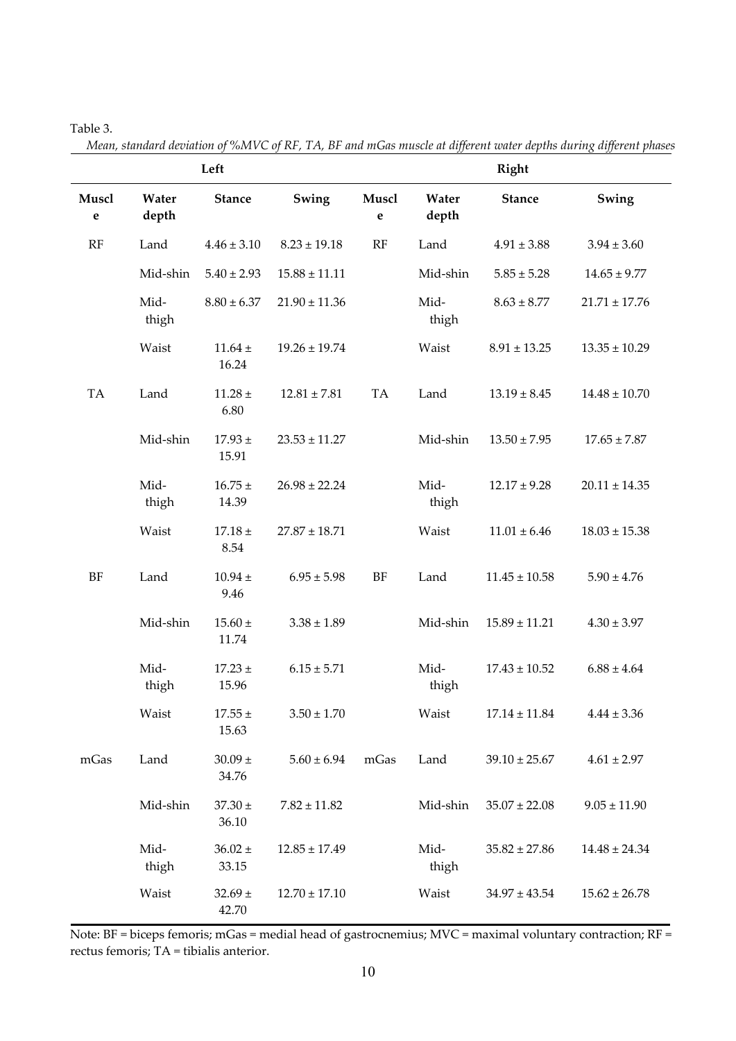Table 3.

*Mean, standard deviation of %MVC of RF, TA, BF and mGas muscle at different water depths during different phases*

| Left | | | | Right | | | |
|---|---|---|---|---|---|---|---|
| Muscle | Water depth | Stance | Swing | Muscle | Water depth | Stance | Swing |
| RF | Land | 4.46 ± 3.10 | 8.23 ± 19.18 | RF | Land | 4.91 ± 3.88 | 3.94 ± 3.60 |
| | Mid-shin | 5.40 ± 2.93 | 15.88 ± 11.11 | | Mid-shin | 5.85 ± 5.28 | 14.65 ± 9.77 |
| | Mid-thigh | 8.80 ± 6.37 | 21.90 ± 11.36 | | Mid-thigh | 8.63 ± 8.77 | 21.71 ± 17.76 |
| | Waist | 11.64 ± 16.24 | 19.26 ± 19.74 | | Waist | 8.91 ± 13.25 | 13.35 ± 10.29 |
| TA | Land | 11.28 ± 6.80 | 12.81 ± 7.81 | TA | Land | 13.19 ± 8.45 | 14.48 ± 10.70 |
| | Mid-shin | 17.93 ± 15.91 | 23.53 ± 11.27 | | Mid-shin | 13.50 ± 7.95 | 17.65 ± 7.87 |
| | Mid-thigh | 16.75 ± 14.39 | 26.98 ± 22.24 | | Mid-thigh | 12.17 ± 9.28 | 20.11 ± 14.35 |
| | Waist | 17.18 ± 8.54 | 27.87 ± 18.71 | | Waist | 11.01 ± 6.46 | 18.03 ± 15.38 |
| BF | Land | 10.94 ± 9.46 | 6.95 ± 5.98 | BF | Land | 11.45 ± 10.58 | 5.90 ± 4.76 |
| | Mid-shin | 15.60 ± 11.74 | 3.38 ± 1.89 | | Mid-shin | 15.89 ± 11.21 | 4.30 ± 3.97 |
| | Mid-thigh | 17.23 ± 15.96 | 6.15 ± 5.71 | | Mid-thigh | 17.43 ± 10.52 | 6.88 ± 4.64 |
| | Waist | 17.55 ± 15.63 | 3.50 ± 1.70 | | Waist | 17.14 ± 11.84 | 4.44 ± 3.36 |
| mGas | Land | 30.09 ± 34.76 | 5.60 ± 6.94 | mGas | Land | 39.10 ± 25.67 | 4.61 ± 2.97 |
| | Mid-shin | 37.30 ± 36.10 | 7.82 ± 11.82 | | Mid-shin | 35.07 ± 22.08 | 9.05 ± 11.90 |
| | Mid-thigh | 36.02 ± 33.15 | 12.85 ± 17.49 | | Mid-thigh | 35.82 ± 27.86 | 14.48 ± 24.34 |
| | Waist | 32.69 ± 42.70 | 12.70 ± 17.10 | | Waist | 34.97 ± 43.54 | 15.62 ± 26.78 |

Note: BF = biceps femoris; mGas = medial head of gastrocnemius; MVC = maximal voluntary contraction; RF = rectus femoris; TA = tibialis anterior.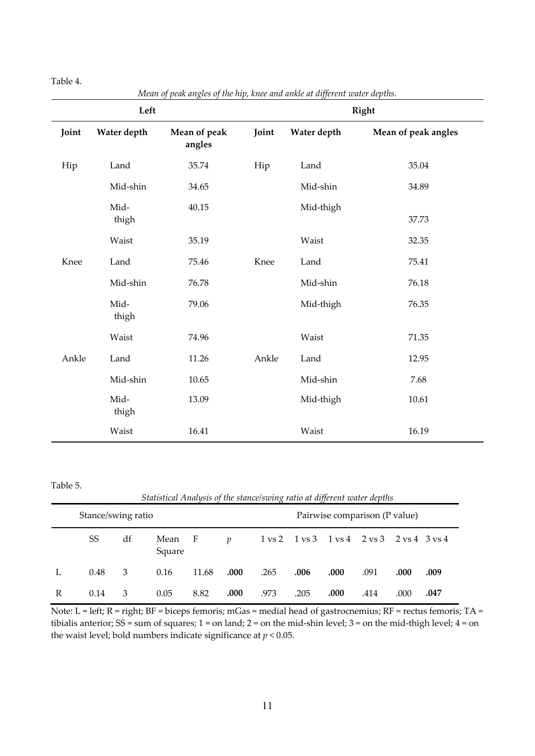Table 4.

*Mean of peak angles of the hip, knee and ankle at different water depths.*

| Left | | | Right | | |
|---|---|---|---|---|---|
| **Joint** | **Water depth** | **Mean of peak angles** | **Joint** | **Water depth** | **Mean of peak angles** |
| Hip | Land | 35.74 | Hip | Land | 35.04 |
| | Mid-shin | 34.65 | | Mid-shin | 34.89 |
| | Mid-thigh | 40.15 | | Mid-thigh | 37.73 |
| | Waist | 35.19 | | Waist | 32.35 |
| Knee | Land | 75.46 | Knee | Land | 75.41 |
| | Mid-shin | 76.78 | | Mid-shin | 76.18 |
| | Mid-thigh | 79.06 | | Mid-thigh | 76.35 |
| | Waist | 74.96 | | Waist | 71.35 |
| Ankle | Land | 11.26 | Ankle | Land | 12.95 |
| | Mid-shin | 10.65 | | Mid-shin | 7.68 |
| | Mid-thigh | 13.09 | | Mid-thigh | 10.61 |
| | Waist | 16.41 | | Waist | 16.19 |

Table 5.

*Statistical Analysis of the stance/swing ratio at different water depths*

| | Stance/swing ratio | | | | | Pairwise comparison (P value) | | | | | |
|---|---|---|---|---|---|---|---|---|---|---|---|
| | SS | df | Mean Square | F | $p$ | 1 vs 2 | 1 vs 3 | 1 vs 4 | 2 vs 3 | 2 vs 4 | 3 vs 4 |
| L | 0.48 | 3 | 0.16 | 11.68 | **.000** | .265 | **.006** | **.000** | .091 | **.000** | **.009** |
| R | 0.14 | 3 | 0.05 | 8.82 | **.000** | .973 | .205 | **.000** | .414 | .000 | **.047** |

Note: L = left; R = right; BF = biceps femoris; mGas = medial head of gastrocnemius; RF = rectus femoris; TA = tibialis anterior; SS = sum of squares; 1 = on land; 2 = on the mid-shin level; 3 = on the mid-thigh level; 4 = on the waist level; bold numbers indicate significance at $p < 0.05$.